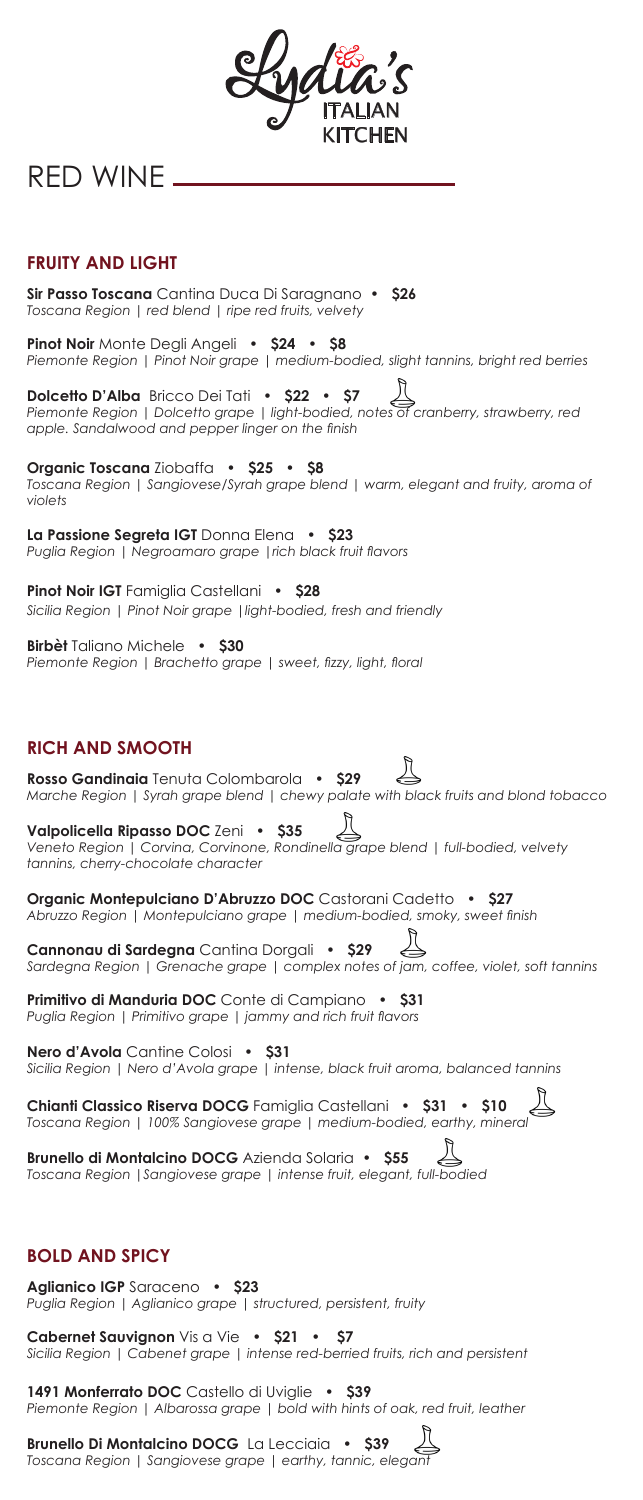Lydia's ITALIAN KITCHEN

# RED WINE

## FRUITY AND LIGHT

**Sir Passo Toscana** Cantina Duca Di Saragnano • **$26**
*Toscana Region | red blend | ripe red fruits, velvety*

**Pinot Noir** Monte Degli Angeli • **$24** • **$8**
*Piemonte Region | Pinot Noir grape | medium-bodied, slight tannins, bright red berries*

**Dolcetto D'Alba** Bricco Dei Tati • **$22** • **$7**
*Piemonte Region | Dolcetto grape | light-bodied, notes of cranberry, strawberry, red apple. Sandalwood and pepper linger on the finish*

**Organic Toscana** Ziobaffa • **$25** • **$8**
*Toscana Region | Sangiovese/Syrah grape blend | warm, elegant and fruity, aroma of violets*

**La Passione Segreta IGT** Donna Elena • **$23**
*Puglia Region | Negroamaro grape |rich black fruit flavors*

**Pinot Noir IGT** Famiglia Castellani • **$28**
*Sicilia Region | Pinot Noir grape |light-bodied, fresh and friendly*

**Birbèt** Taliano Michele • **$30**
*Piemonte Region | Brachetto grape | sweet, fizzy, light, floral*

## RICH AND SMOOTH

**Rosso Gandinaia** Tenuta Colombarola • **$29**
*Marche Region | Syrah grape blend | chewy palate with black fruits and blond tobacco*

**Valpolicella Ripasso DOC** Zeni • **$35**
*Veneto Region | Corvina, Corvinone, Rondinella grape blend | full-bodied, velvety tannins, cherry-chocolate character*

**Organic Montepulciano D'Abruzzo DOC** Castorani Cadetto • **$27**
*Abruzzo Region | Montepulciano grape | medium-bodied, smoky, sweet finish*

**Cannonau di Sardegna** Cantina Dorgali • **$29**
*Sardegna Region | Grenache grape | complex notes of jam, coffee, violet, soft tannins*

**Primitivo di Manduria DOC** Conte di Campiano • **$31**
*Puglia Region | Primitivo grape | jammy and rich fruit flavors*

**Nero d'Avola** Cantine Colosi • **$31**
*Sicilia Region | Nero d'Avola grape | intense, black fruit aroma, balanced tannins*

**Chianti Classico Riserva DOCG** Famiglia Castellani • **$31** • **$10**
*Toscana Region | 100% Sangiovese grape | medium-bodied, earthy, mineral*

**Brunello di Montalcino DOCG** Azienda Solaria • **$55**
*Toscana Region |Sangiovese grape | intense fruit, elegant, full-bodied*

## BOLD AND SPICY

**Aglianico IGP** Saraceno • **$23**
*Puglia Region | Aglianico grape | structured, persistent, fruity*

**Cabernet Sauvignon** Vis a Vie • **$21** • **$7**
*Sicilia Region | Cabenet grape | intense red-berried fruits, rich and persistent*

**1491 Monferrato DOC** Castello di Uviglie • **$39**
*Piemonte Region | Albarossa grape | bold with hints of oak, red fruit, leather*

**Brunello Di Montalcino DOCG** La Lecciaia • **$39**
*Toscana Region | Sangiovese grape | earthy, tannic, elegant*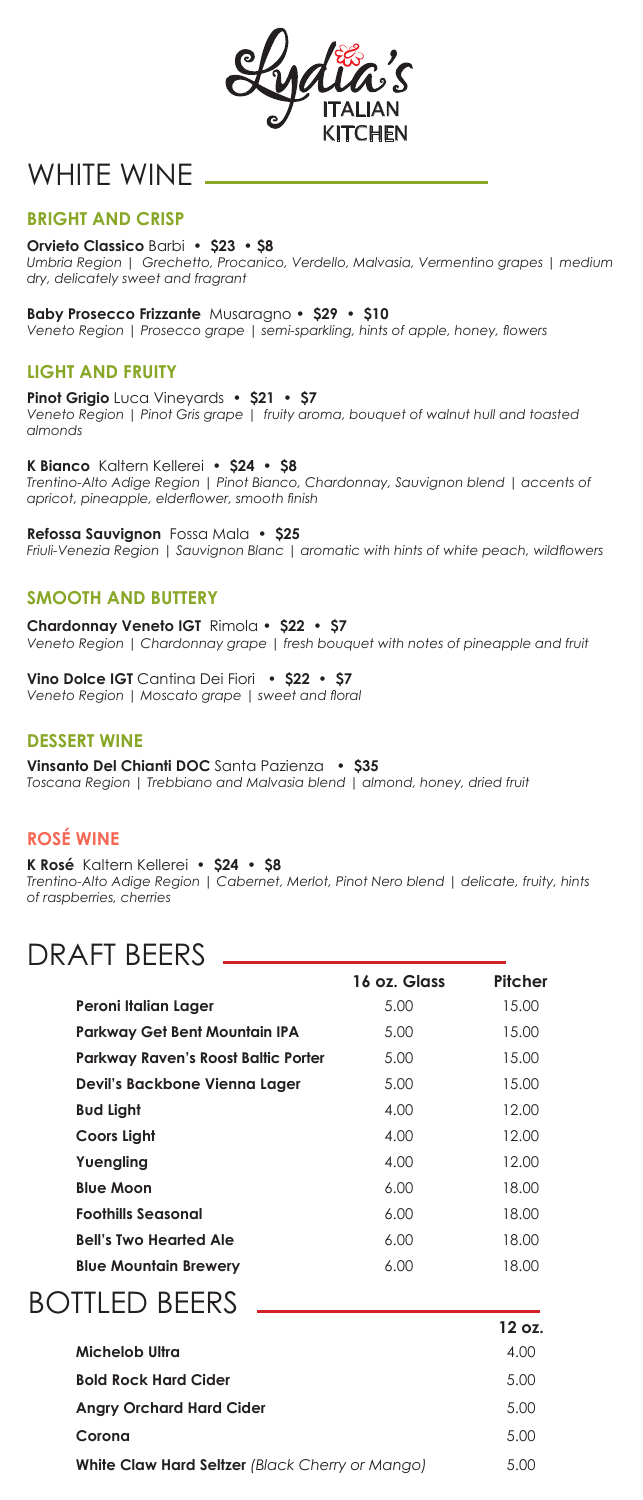Lydia's ITALIAN KITCHEN

# WHITE WINE

### BRIGHT AND CRISP

**Orvieto Classico** Barbi • **$23** • **$8**
*Umbria Region | Grechetto, Procanico, Verdello, Malvasia, Vermentino grapes | medium dry, delicately sweet and fragrant*

**Baby Prosecco Frizzante** Musaragno • **$29** • **$10**
*Veneto Region | Prosecco grape | semi-sparkling, hints of apple, honey, flowers*

### LIGHT AND FRUITY

**Pinot Grigio** Luca Vineyards • **$21** • **$7**
*Veneto Region | Pinot Gris grape | fruity aroma, bouquet of walnut hull and toasted almonds*

**K Bianco** Kaltern Kellerei • **$24** • **$8**
*Trentino-Alto Adige Region | Pinot Bianco, Chardonnay, Sauvignon blend | accents of apricot, pineapple, elderflower, smooth finish*

**Refossa Sauvignon** Fossa Mala • **$25**
*Friuli-Venezia Region | Sauvignon Blanc | aromatic with hints of white peach, wildflowers*

### SMOOTH AND BUTTERY

**Chardonnay Veneto IGT** Rimola • **$22** • **$7**
*Veneto Region | Chardonnay grape | fresh bouquet with notes of pineapple and fruit*

**Vino Dolce IGT** Cantina Dei Fiori • **$22** • **$7**
*Veneto Region | Moscato grape | sweet and floral*

### DESSERT WINE

**Vinsanto Del Chianti DOC** Santa Pazienza • **$35**
*Toscana Region | Trebbiano and Malvasia blend | almond, honey, dried fruit*

### ROSÉ WINE

**K Rosé** Kaltern Kellerei • **$24** • **$8**
*Trentino-Alto Adige Region | Cabernet, Merlot, Pinot Nero blend | delicate, fruity, hints of raspberries, cherries*

# DRAFT BEERS

| | 16 oz. Glass | Pitcher |
|---|---|---|
| **Peroni Italian Lager** | 5.00 | 15.00 |
| **Parkway Get Bent Mountain IPA** | 5.00 | 15.00 |
| **Parkway Raven's Roost Baltic Porter** | 5.00 | 15.00 |
| **Devil's Backbone Vienna Lager** | 5.00 | 15.00 |
| **Bud Light** | 4.00 | 12.00 |
| **Coors Light** | 4.00 | 12.00 |
| **Yuengling** | 4.00 | 12.00 |
| **Blue Moon** | 6.00 | 18.00 |
| **Foothills Seasonal** | 6.00 | 18.00 |
| **Bell's Two Hearted Ale** | 6.00 | 18.00 |
| **Blue Mountain Brewery** | 6.00 | 18.00 |

# BOTTLED BEERS

| | 12 oz. |
|---|---|
| **Michelob Ultra** | 4.00 |
| **Bold Rock Hard Cider** | 5.00 |
| **Angry Orchard Hard Cider** | 5.00 |
| **Corona** | 5.00 |
| **White Claw Hard Seltzer** *(Black Cherry or Mango)* | 5.00 |